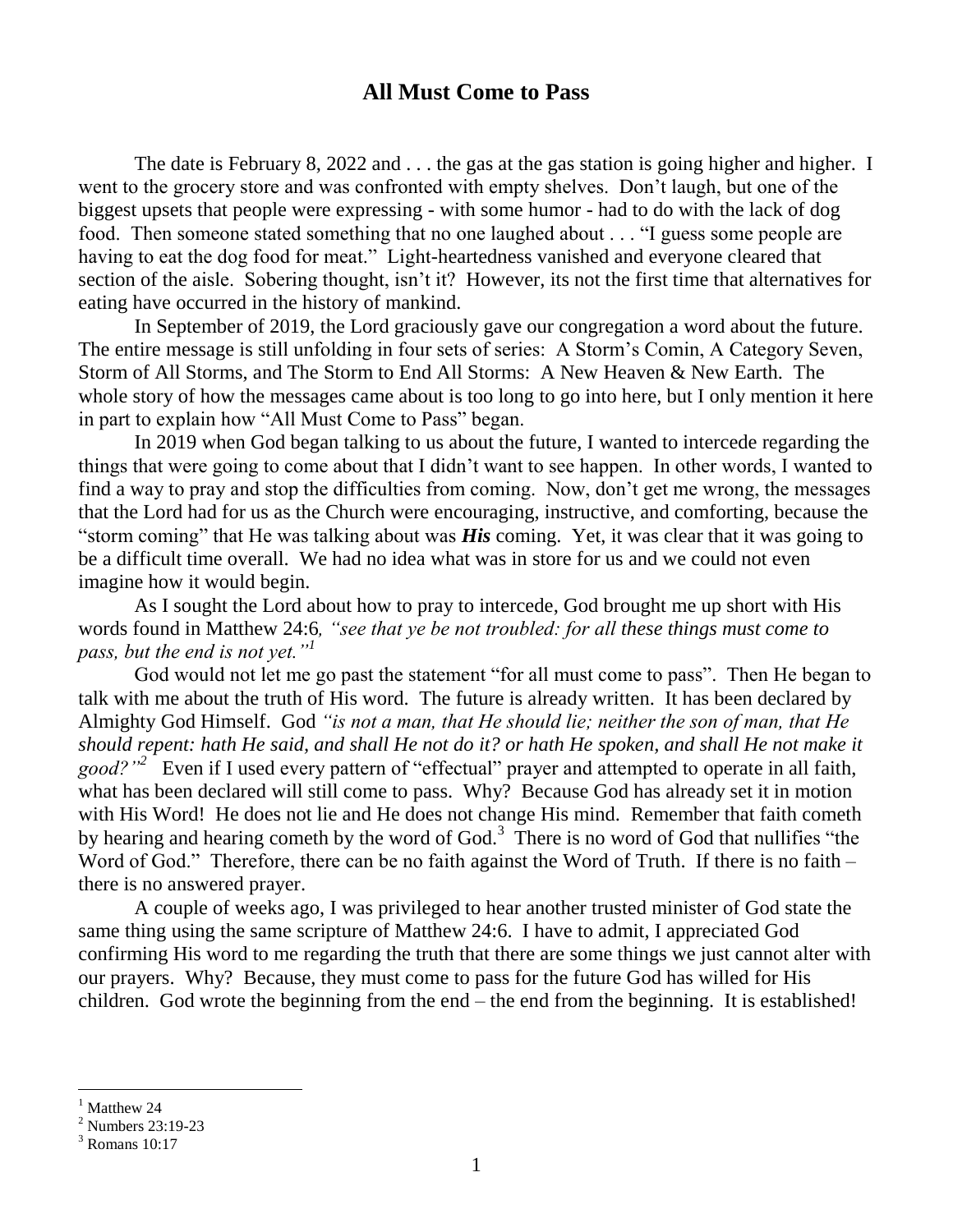## All Must Come to Pass

The date is February 8, 2022 and . . . the gas at the gas station is going higher and higher. I went to the grocery store and was confronted with empty shelves. Don't laugh, but one of the biggest upsets that people were expressing - with some humor - had to do with the lack of dog food. Then someone stated something that no one laughed about . . . "I guess some people are having to eat the dog food for meat." Light-heartedness vanished and everyone cleared that section of the aisle. Sobering thought, isn't it? However, its not the first time that alternatives for eating have occurred in the history of mankind.

In September of 2019, the Lord graciously gave our congregation a word about the future. The entire message is still unfolding in four sets of series: A Storm's Comin, A Category Seven, Storm of All Storms, and The Storm to End All Storms: A New Heaven & New Earth. The whole story of how the messages came about is too long to go into here, but I only mention it here in part to explain how "All Must Come to Pass" began.

In 2019 when God began talking to us about the future, I wanted to intercede regarding the things that were going to come about that I didn't want to see happen. In other words, I wanted to find a way to pray and stop the difficulties from coming. Now, don't get me wrong, the messages that the Lord had for us as the Church were encouraging, instructive, and comforting, because the "storm coming" that He was talking about was ***His*** coming. Yet, it was clear that it was going to be a difficult time overall. We had no idea what was in store for us and we could not even imagine how it would begin.

As I sought the Lord about how to pray to intercede, God brought me up short with His words found in Matthew 24:6*, "see that ye be not troubled: for all these things must come to pass, but the end is not yet."*[1]

God would not let me go past the statement "for all must come to pass". Then He began to talk with me about the truth of His word. The future is already written. It has been declared by Almighty God Himself. God *"is not a man, that He should lie; neither the son of man, that He should repent: hath He said, and shall He not do it? or hath He spoken, and shall He not make it good?"*[2] Even if I used every pattern of "effectual" prayer and attempted to operate in all faith, what has been declared will still come to pass. Why? Because God has already set it in motion with His Word! He does not lie and He does not change His mind. Remember that faith cometh by hearing and hearing cometh by the word of God.[3] There is no word of God that nullifies "the Word of God." Therefore, there can be no faith against the Word of Truth. If there is no faith – there is no answered prayer.

A couple of weeks ago, I was privileged to hear another trusted minister of God state the same thing using the same scripture of Matthew 24:6. I have to admit, I appreciated God confirming His word to me regarding the truth that there are some things we just cannot alter with our prayers. Why? Because, they must come to pass for the future God has willed for His children. God wrote the beginning from the end – the end from the beginning. It is established!

---

[1] Matthew 24
[2] Numbers 23:19-23
[3] Romans 10:17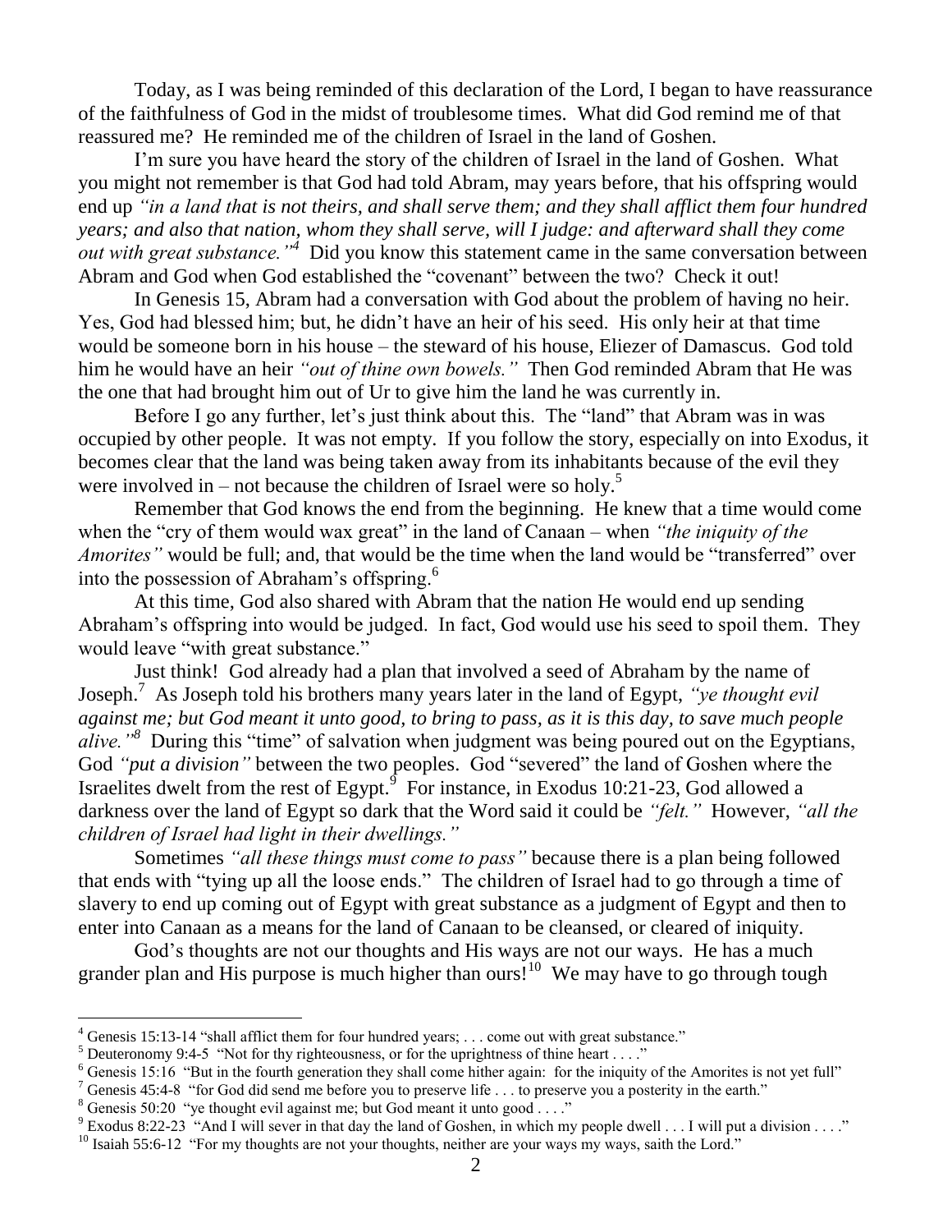Today, as I was being reminded of this declaration of the Lord, I began to have reassurance of the faithfulness of God in the midst of troublesome times. What did God remind me of that reassured me? He reminded me of the children of Israel in the land of Goshen.

I'm sure you have heard the story of the children of Israel in the land of Goshen. What you might not remember is that God had told Abram, may years before, that his offspring would end up *"in a land that is not theirs, and shall serve them; and they shall afflict them four hundred years; and also that nation, whom they shall serve, will I judge: and afterward shall they come out with great substance."*[4] Did you know this statement came in the same conversation between Abram and God when God established the "covenant" between the two? Check it out!

In Genesis 15, Abram had a conversation with God about the problem of having no heir. Yes, God had blessed him; but, he didn't have an heir of his seed. His only heir at that time would be someone born in his house – the steward of his house, Eliezer of Damascus. God told him he would have an heir *"out of thine own bowels."* Then God reminded Abram that He was the one that had brought him out of Ur to give him the land he was currently in.

Before I go any further, let's just think about this. The "land" that Abram was in was occupied by other people. It was not empty. If you follow the story, especially on into Exodus, it becomes clear that the land was being taken away from its inhabitants because of the evil they were involved in – not because the children of Israel were so holy.[5]

Remember that God knows the end from the beginning. He knew that a time would come when the "cry of them would wax great" in the land of Canaan – when *"the iniquity of the Amorites"* would be full; and, that would be the time when the land would be "transferred" over into the possession of Abraham's offspring.[6]

At this time, God also shared with Abram that the nation He would end up sending Abraham's offspring into would be judged. In fact, God would use his seed to spoil them. They would leave "with great substance."

Just think! God already had a plan that involved a seed of Abraham by the name of Joseph.[7] As Joseph told his brothers many years later in the land of Egypt, *"ye thought evil against me; but God meant it unto good, to bring to pass, as it is this day, to save much people alive."*[8] During this "time" of salvation when judgment was being poured out on the Egyptians, God *"put a division"* between the two peoples. God "severed" the land of Goshen where the Israelites dwelt from the rest of Egypt.[9] For instance, in Exodus 10:21-23, God allowed a darkness over the land of Egypt so dark that the Word said it could be *"felt."* However, *"all the children of Israel had light in their dwellings."*

Sometimes *"all these things must come to pass"* because there is a plan being followed that ends with "tying up all the loose ends." The children of Israel had to go through a time of slavery to end up coming out of Egypt with great substance as a judgment of Egypt and then to enter into Canaan as a means for the land of Canaan to be cleansed, or cleared of iniquity.

God's thoughts are not our thoughts and His ways are not our ways. He has a much grander plan and His purpose is much higher than ours![10] We may have to go through tough

---

[4] Genesis 15:13-14 "shall afflict them for four hundred years; . . . come out with great substance."

[5] Deuteronomy 9:4-5 "Not for thy righteousness, or for the uprightness of thine heart . . . ."

[6] Genesis 15:16 "But in the fourth generation they shall come hither again: for the iniquity of the Amorites is not yet full"

[7] Genesis 45:4-8 "for God did send me before you to preserve life . . . to preserve you a posterity in the earth."

[8] Genesis 50:20 "ye thought evil against me; but God meant it unto good . . . ."

[9] Exodus 8:22-23 "And I will sever in that day the land of Goshen, in which my people dwell . . . I will put a division . . . ."

[10] Isaiah 55:6-12 "For my thoughts are not your thoughts, neither are your ways my ways, saith the Lord."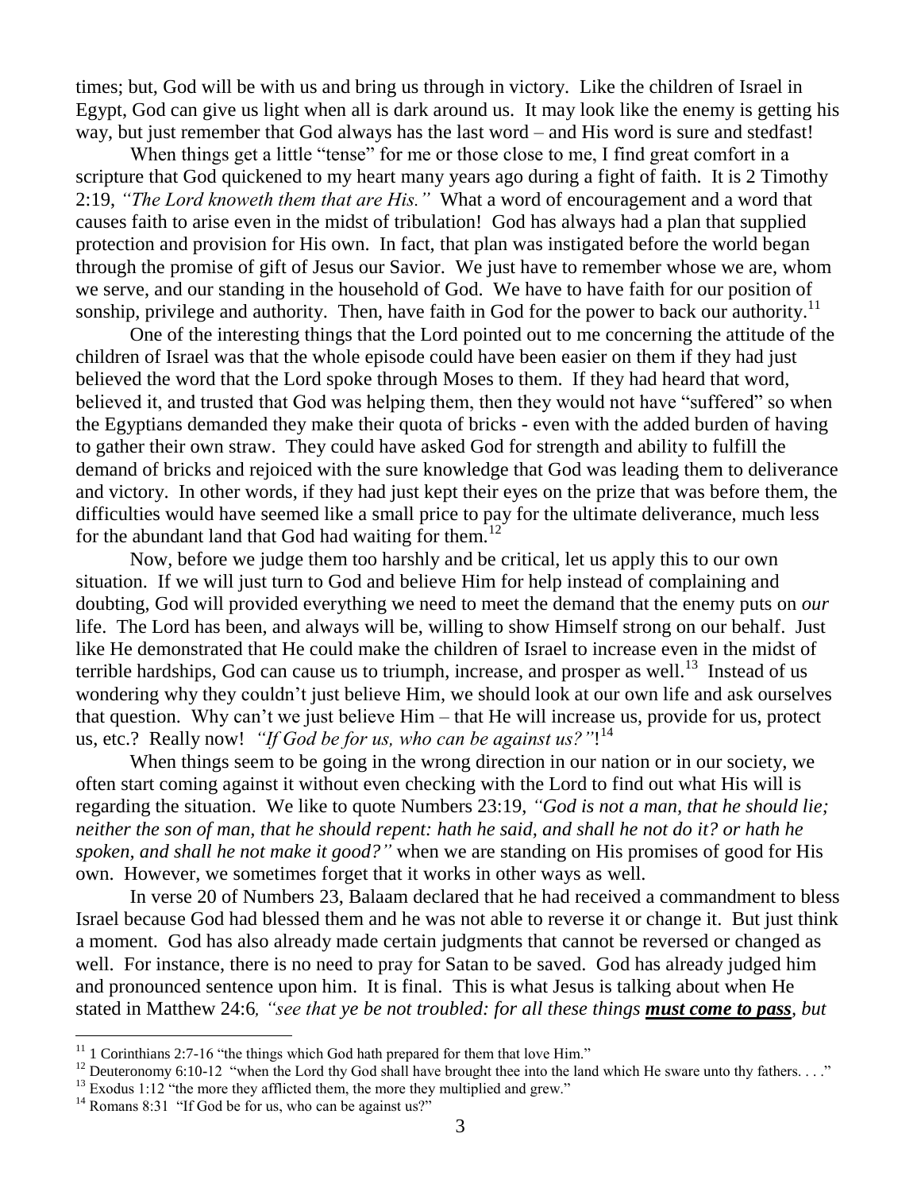times; but, God will be with us and bring us through in victory. Like the children of Israel in Egypt, God can give us light when all is dark around us. It may look like the enemy is getting his way, but just remember that God always has the last word – and His word is sure and stedfast!

When things get a little "tense" for me or those close to me, I find great comfort in a scripture that God quickened to my heart many years ago during a fight of faith. It is 2 Timothy 2:19, *"The Lord knoweth them that are His."* What a word of encouragement and a word that causes faith to arise even in the midst of tribulation! God has always had a plan that supplied protection and provision for His own. In fact, that plan was instigated before the world began through the promise of gift of Jesus our Savior. We just have to remember whose we are, whom we serve, and our standing in the household of God. We have to have faith for our position of sonship, privilege and authority. Then, have faith in God for the power to back our authority.[11]

One of the interesting things that the Lord pointed out to me concerning the attitude of the children of Israel was that the whole episode could have been easier on them if they had just believed the word that the Lord spoke through Moses to them. If they had heard that word, believed it, and trusted that God was helping them, then they would not have "suffered" so when the Egyptians demanded they make their quota of bricks - even with the added burden of having to gather their own straw. They could have asked God for strength and ability to fulfill the demand of bricks and rejoiced with the sure knowledge that God was leading them to deliverance and victory. In other words, if they had just kept their eyes on the prize that was before them, the difficulties would have seemed like a small price to pay for the ultimate deliverance, much less for the abundant land that God had waiting for them.[12]

Now, before we judge them too harshly and be critical, let us apply this to our own situation. If we will just turn to God and believe Him for help instead of complaining and doubting, God will provided everything we need to meet the demand that the enemy puts on *our* life. The Lord has been, and always will be, willing to show Himself strong on our behalf. Just like He demonstrated that He could make the children of Israel to increase even in the midst of terrible hardships, God can cause us to triumph, increase, and prosper as well.[13] Instead of us wondering why they couldn't just believe Him, we should look at our own life and ask ourselves that question. Why can't we just believe Him – that He will increase us, provide for us, protect us, etc.? Really now! *"If God be for us, who can be against us?"*![14]

When things seem to be going in the wrong direction in our nation or in our society, we often start coming against it without even checking with the Lord to find out what His will is regarding the situation. We like to quote Numbers 23:19, *"God is not a man, that he should lie; neither the son of man, that he should repent: hath he said, and shall he not do it? or hath he spoken, and shall he not make it good?"* when we are standing on His promises of good for His own. However, we sometimes forget that it works in other ways as well.

In verse 20 of Numbers 23, Balaam declared that he had received a commandment to bless Israel because God had blessed them and he was not able to reverse it or change it. But just think a moment. God has also already made certain judgments that cannot be reversed or changed as well. For instance, there is no need to pray for Satan to be saved. God has already judged him and pronounced sentence upon him. It is final. This is what Jesus is talking about when He stated in Matthew 24:6, *"see that ye be not troubled: for all these things **must come to pass**, but*

---

[11] 1 Corinthians 2:7-16 "the things which God hath prepared for them that love Him."

[12] Deuteronomy 6:10-12 "when the Lord thy God shall have brought thee into the land which He sware unto thy fathers. . . ."

[13] Exodus 1:12 "the more they afflicted them, the more they multiplied and grew."

[14] Romans 8:31 "If God be for us, who can be against us?"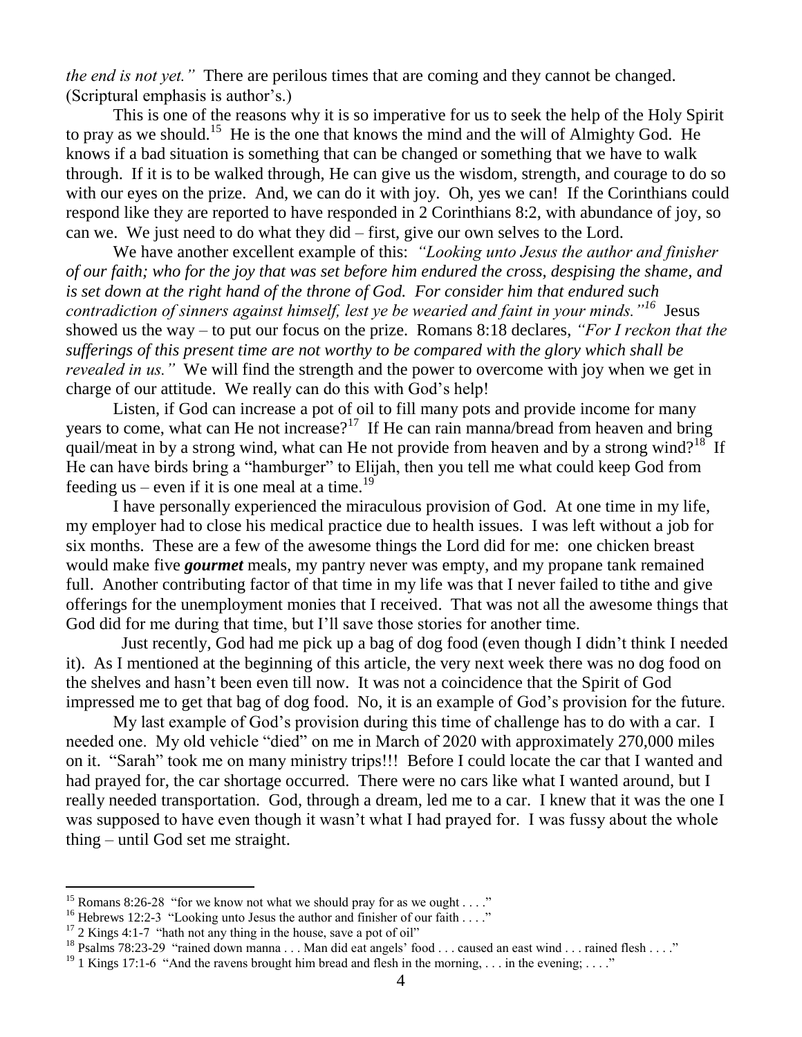*the end is not yet."* There are perilous times that are coming and they cannot be changed. (Scriptural emphasis is author's.)

This is one of the reasons why it is so imperative for us to seek the help of the Holy Spirit to pray as we should.[15] He is the one that knows the mind and the will of Almighty God. He knows if a bad situation is something that can be changed or something that we have to walk through. If it is to be walked through, He can give us the wisdom, strength, and courage to do so with our eyes on the prize. And, we can do it with joy. Oh, yes we can! If the Corinthians could respond like they are reported to have responded in 2 Corinthians 8:2, with abundance of joy, so can we. We just need to do what they did – first, give our own selves to the Lord.

We have another excellent example of this: *"Looking unto Jesus the author and finisher of our faith; who for the joy that was set before him endured the cross, despising the shame, and is set down at the right hand of the throne of God. For consider him that endured such contradiction of sinners against himself, lest ye be wearied and faint in your minds."*[16] Jesus showed us the way – to put our focus on the prize. Romans 8:18 declares, *"For I reckon that the sufferings of this present time are not worthy to be compared with the glory which shall be revealed in us."* We will find the strength and the power to overcome with joy when we get in charge of our attitude. We really can do this with God's help!

Listen, if God can increase a pot of oil to fill many pots and provide income for many years to come, what can He not increase?[17] If He can rain manna/bread from heaven and bring quail/meat in by a strong wind, what can He not provide from heaven and by a strong wind?[18] If He can have birds bring a "hamburger" to Elijah, then you tell me what could keep God from feeding us – even if it is one meal at a time.[19]

I have personally experienced the miraculous provision of God. At one time in my life, my employer had to close his medical practice due to health issues. I was left without a job for six months. These are a few of the awesome things the Lord did for me: one chicken breast would make five ***gourmet*** meals, my pantry never was empty, and my propane tank remained full. Another contributing factor of that time in my life was that I never failed to tithe and give offerings for the unemployment monies that I received. That was not all the awesome things that God did for me during that time, but I'll save those stories for another time.

Just recently, God had me pick up a bag of dog food (even though I didn't think I needed it). As I mentioned at the beginning of this article, the very next week there was no dog food on the shelves and hasn't been even till now. It was not a coincidence that the Spirit of God impressed me to get that bag of dog food. No, it is an example of God's provision for the future.

My last example of God's provision during this time of challenge has to do with a car. I needed one. My old vehicle "died" on me in March of 2020 with approximately 270,000 miles on it. "Sarah" took me on many ministry trips!!! Before I could locate the car that I wanted and had prayed for, the car shortage occurred. There were no cars like what I wanted around, but I really needed transportation. God, through a dream, led me to a car. I knew that it was the one I was supposed to have even though it wasn't what I had prayed for. I was fussy about the whole thing – until God set me straight.

---

[15] Romans 8:26-28 "for we know not what we should pray for as we ought . . . ."

[16] Hebrews 12:2-3 "Looking unto Jesus the author and finisher of our faith . . . ."

[17] 2 Kings 4:1-7 "hath not any thing in the house, save a pot of oil"

[18] Psalms 78:23-29 "rained down manna . . . Man did eat angels' food . . . caused an east wind . . . rained flesh . . . ."

[19] 1 Kings 17:1-6 "And the ravens brought him bread and flesh in the morning, . . . in the evening; . . . ."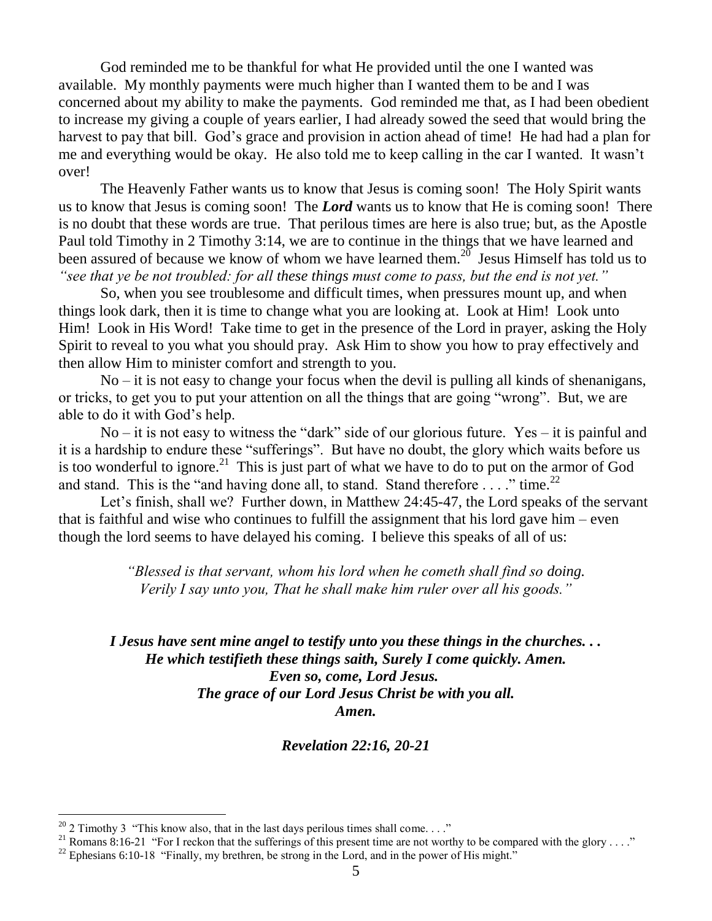God reminded me to be thankful for what He provided until the one I wanted was available. My monthly payments were much higher than I wanted them to be and I was concerned about my ability to make the payments. God reminded me that, as I had been obedient to increase my giving a couple of years earlier, I had already sowed the seed that would bring the harvest to pay that bill. God's grace and provision in action ahead of time! He had had a plan for me and everything would be okay. He also told me to keep calling in the car I wanted. It wasn't over!

The Heavenly Father wants us to know that Jesus is coming soon! The Holy Spirit wants us to know that Jesus is coming soon! The ***Lord*** wants us to know that He is coming soon! There is no doubt that these words are true. That perilous times are here is also true; but, as the Apostle Paul told Timothy in 2 Timothy 3:14, we are to continue in the things that we have learned and been assured of because we know of whom we have learned them.[20] Jesus Himself has told us to *"see that ye be not troubled: for all these things must come to pass, but the end is not yet."*

So, when you see troublesome and difficult times, when pressures mount up, and when things look dark, then it is time to change what you are looking at. Look at Him! Look unto Him! Look in His Word! Take time to get in the presence of the Lord in prayer, asking the Holy Spirit to reveal to you what you should pray. Ask Him to show you how to pray effectively and then allow Him to minister comfort and strength to you.

No – it is not easy to change your focus when the devil is pulling all kinds of shenanigans, or tricks, to get you to put your attention on all the things that are going "wrong". But, we are able to do it with God's help.

No – it is not easy to witness the "dark" side of our glorious future. Yes – it is painful and it is a hardship to endure these "sufferings". But have no doubt, the glory which waits before us is too wonderful to ignore.[21] This is just part of what we have to do to put on the armor of God and stand. This is the "and having done all, to stand. Stand therefore . . . ." time.[22]

Let's finish, shall we? Further down, in Matthew 24:45-47, the Lord speaks of the servant that is faithful and wise who continues to fulfill the assignment that his lord gave him – even though the lord seems to have delayed his coming. I believe this speaks of all of us:

> *"Blessed is that servant, whom his lord when he cometh shall find so doing. Verily I say unto you, That he shall make him ruler over all his goods."*

***I Jesus have sent mine angel to testify unto you these things in the churches. . .***
***He which testifieth these things saith, Surely I come quickly. Amen.***
***Even so, come, Lord Jesus.***
***The grace of our Lord Jesus Christ be with you all.***
***Amen.***

***Revelation 22:16, 20-21***

---

[20] 2 Timothy 3 "This know also, that in the last days perilous times shall come. . . ."

[21] Romans 8:16-21 "For I reckon that the sufferings of this present time are not worthy to be compared with the glory . . . ."

[22] Ephesians 6:10-18 "Finally, my brethren, be strong in the Lord, and in the power of His might."